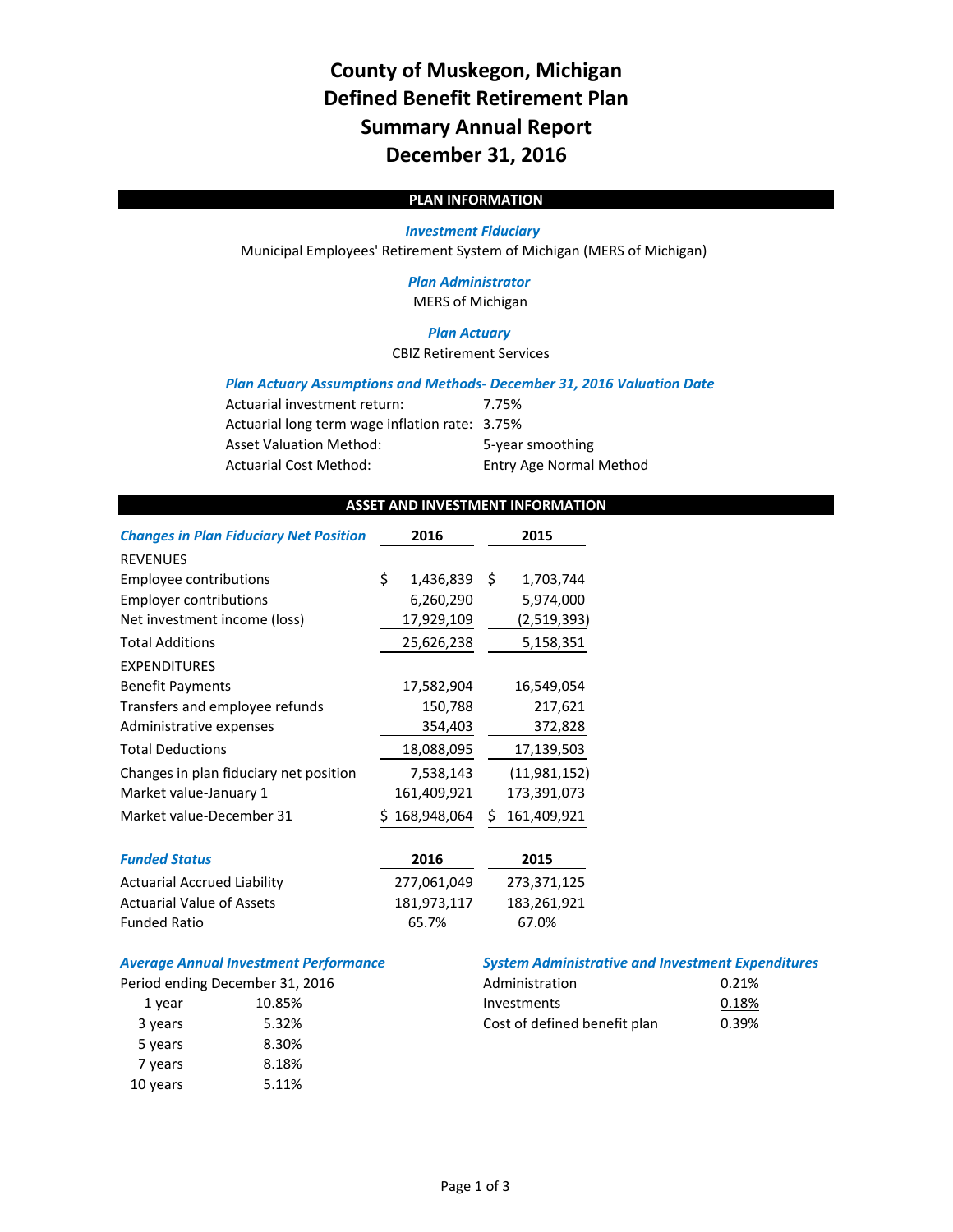# County of Muskegon, Michigan
# Defined Benefit Retirement Plan
# Summary Annual Report
# December 31, 2016

## PLAN INFORMATION

***Investment Fiduciary***

Municipal Employees' Retirement System of Michigan (MERS of Michigan)

***Plan Administrator***

MERS of Michigan

***Plan Actuary***

CBIZ Retirement Services

***Plan Actuary Assumptions and Methods- December 31, 2016 Valuation Date***

| | |
|---|---|
| Actuarial investment return: | 7.75% |
| Actuarial long term wage inflation rate: | 3.75% |
| Asset Valuation Method: | 5-year smoothing |
| Actuarial Cost Method: | Entry Age Normal Method |

## ASSET AND INVESTMENT INFORMATION

| ***Changes in Plan Fiduciary Net Position*** | 2016 | 2015 |
|---|---|---|
| REVENUES | | |
| Employee contributions | $ 1,436,839 | $ 1,703,744 |
| Employer contributions | 6,260,290 | 5,974,000 |
| Net investment income (loss) | 17,929,109 | (2,519,393) |
| Total Additions | 25,626,238 | 5,158,351 |
| EXPENDITURES | | |
| Benefit Payments | 17,582,904 | 16,549,054 |
| Transfers and employee refunds | 150,788 | 217,621 |
| Administrative expenses | 354,403 | 372,828 |
| Total Deductions | 18,088,095 | 17,139,503 |
| Changes in plan fiduciary net position | 7,538,143 | (11,981,152) |
| Market value-January 1 | 161,409,921 | 173,391,073 |
| Market value-December 31 | $ 168,948,064 | $ 161,409,921 |

| ***Funded Status*** | 2016 | 2015 |
|---|---|---|
| Actuarial Accrued Liability | 277,061,049 | 273,371,125 |
| Actuarial Value of Assets | 181,973,117 | 183,261,921 |
| Funded Ratio | 65.7% | 67.0% |

***Average Annual Investment Performance***

Period ending December 31, 2016

| | |
|---|---|
| 1 year | 10.85% |
| 3 years | 5.32% |
| 5 years | 8.30% |
| 7 years | 8.18% |
| 10 years | 5.11% |

***System Administrative and Investment Expenditures***

| | |
|---|---|
| Administration | 0.21% |
| Investments | 0.18% |
| Cost of defined benefit plan | 0.39% |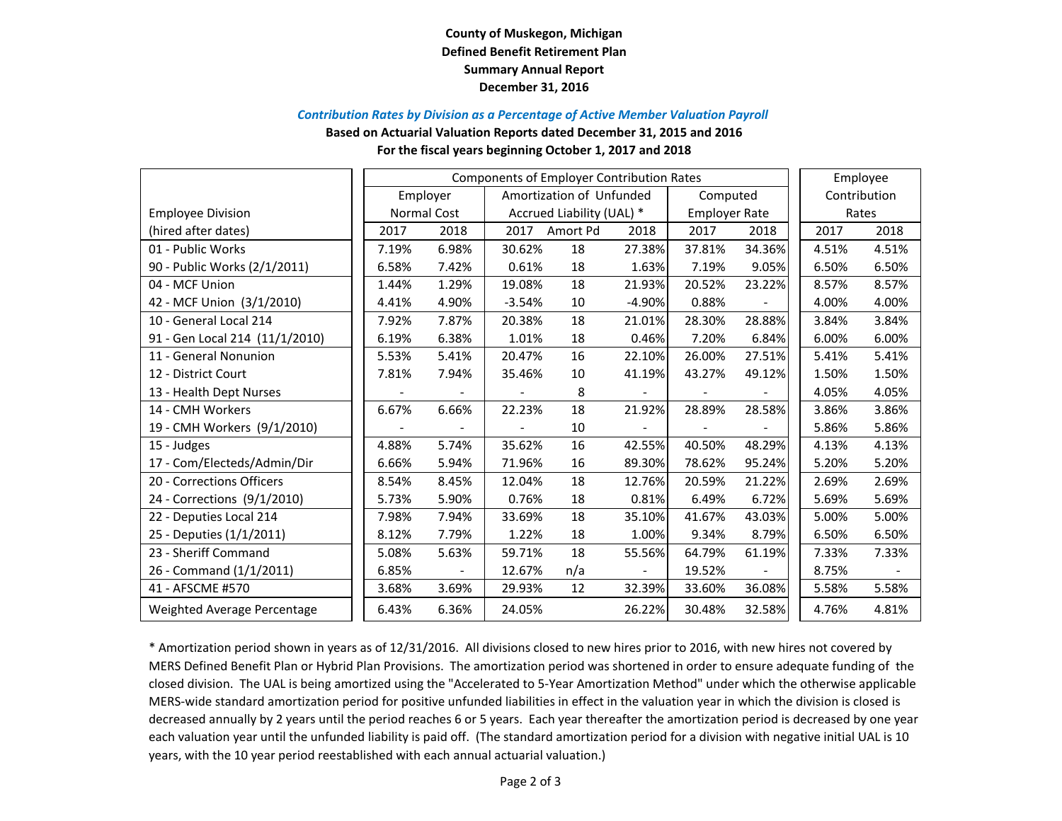**County of Muskegon, Michigan**
**Defined Benefit Retirement Plan**
**Summary Annual Report**
**December 31, 2016**

***Contribution Rates by Division as a Percentage of Active Member Valuation Payroll***

**Based on Actuarial Valuation Reports dated December 31, 2015 and 2016**
**For the fiscal years beginning October 1, 2017 and 2018**

| Employee Division | Components of Employer Contribution Rates | | | | | | | Employee Contribution Rates | |
|---|---|---|---|---|---|---|---|---|---|
| | Employer Normal Cost | | Amortization of Unfunded Accrued Liability (UAL) * | | | Computed Employer Rate | | | |
| (hired after dates) | 2017 | 2018 | 2017 | Amort Pd | 2018 | 2017 | 2018 | 2017 | 2018 |
| 01 - Public Works | 7.19% | 6.98% | 30.62% | 18 | 27.38% | 37.81% | 34.36% | 4.51% | 4.51% |
| 90 - Public Works (2/1/2011) | 6.58% | 7.42% | 0.61% | 18 | 1.63% | 7.19% | 9.05% | 6.50% | 6.50% |
| 04 - MCF Union | 1.44% | 1.29% | 19.08% | 18 | 21.93% | 20.52% | 23.22% | 8.57% | 8.57% |
| 42 - MCF Union (3/1/2010) | 4.41% | 4.90% | -3.54% | 10 | -4.90% | 0.88% | - | 4.00% | 4.00% |
| 10 - General Local 214 | 7.92% | 7.87% | 20.38% | 18 | 21.01% | 28.30% | 28.88% | 3.84% | 3.84% |
| 91 - Gen Local 214 (11/1/2010) | 6.19% | 6.38% | 1.01% | 18 | 0.46% | 7.20% | 6.84% | 6.00% | 6.00% |
| 11 - General Nonunion | 5.53% | 5.41% | 20.47% | 16 | 22.10% | 26.00% | 27.51% | 5.41% | 5.41% |
| 12 - District Court | 7.81% | 7.94% | 35.46% | 10 | 41.19% | 43.27% | 49.12% | 1.50% | 1.50% |
| 13 - Health Dept Nurses | - | - | - | 8 | - | - | - | 4.05% | 4.05% |
| 14 - CMH Workers | 6.67% | 6.66% | 22.23% | 18 | 21.92% | 28.89% | 28.58% | 3.86% | 3.86% |
| 19 - CMH Workers (9/1/2010) | - | - | - | 10 | - | - | - | 5.86% | 5.86% |
| 15 - Judges | 4.88% | 5.74% | 35.62% | 16 | 42.55% | 40.50% | 48.29% | 4.13% | 4.13% |
| 17 - Com/Electeds/Admin/Dir | 6.66% | 5.94% | 71.96% | 16 | 89.30% | 78.62% | 95.24% | 5.20% | 5.20% |
| 20 - Corrections Officers | 8.54% | 8.45% | 12.04% | 18 | 12.76% | 20.59% | 21.22% | 2.69% | 2.69% |
| 24 - Corrections (9/1/2010) | 5.73% | 5.90% | 0.76% | 18 | 0.81% | 6.49% | 6.72% | 5.69% | 5.69% |
| 22 - Deputies Local 214 | 7.98% | 7.94% | 33.69% | 18 | 35.10% | 41.67% | 43.03% | 5.00% | 5.00% |
| 25 - Deputies (1/1/2011) | 8.12% | 7.79% | 1.22% | 18 | 1.00% | 9.34% | 8.79% | 6.50% | 6.50% |
| 23 - Sheriff Command | 5.08% | 5.63% | 59.71% | 18 | 55.56% | 64.79% | 61.19% | 7.33% | 7.33% |
| 26 - Command (1/1/2011) | 6.85% | - | 12.67% | n/a | - | 19.52% | - | 8.75% | - |
| 41 - AFSCME #570 | 3.68% | 3.69% | 29.93% | 12 | 32.39% | 33.60% | 36.08% | 5.58% | 5.58% |
| Weighted Average Percentage | 6.43% | 6.36% | 24.05% | | 26.22% | 30.48% | 32.58% | 4.76% | 4.81% |

* Amortization period shown in years as of 12/31/2016. All divisions closed to new hires prior to 2016, with new hires not covered by MERS Defined Benefit Plan or Hybrid Plan Provisions. The amortization period was shortened in order to ensure adequate funding of the closed division. The UAL is being amortized using the "Accelerated to 5-Year Amortization Method" under which the otherwise applicable MERS-wide standard amortization period for positive unfunded liabilities in effect in the valuation year in which the division is closed is decreased annually by 2 years until the period reaches 6 or 5 years. Each year thereafter the amortization period is decreased by one year each valuation year until the unfunded liability is paid off. (The standard amortization period for a division with negative initial UAL is 10 years, with the 10 year period reestablished with each annual actuarial valuation.)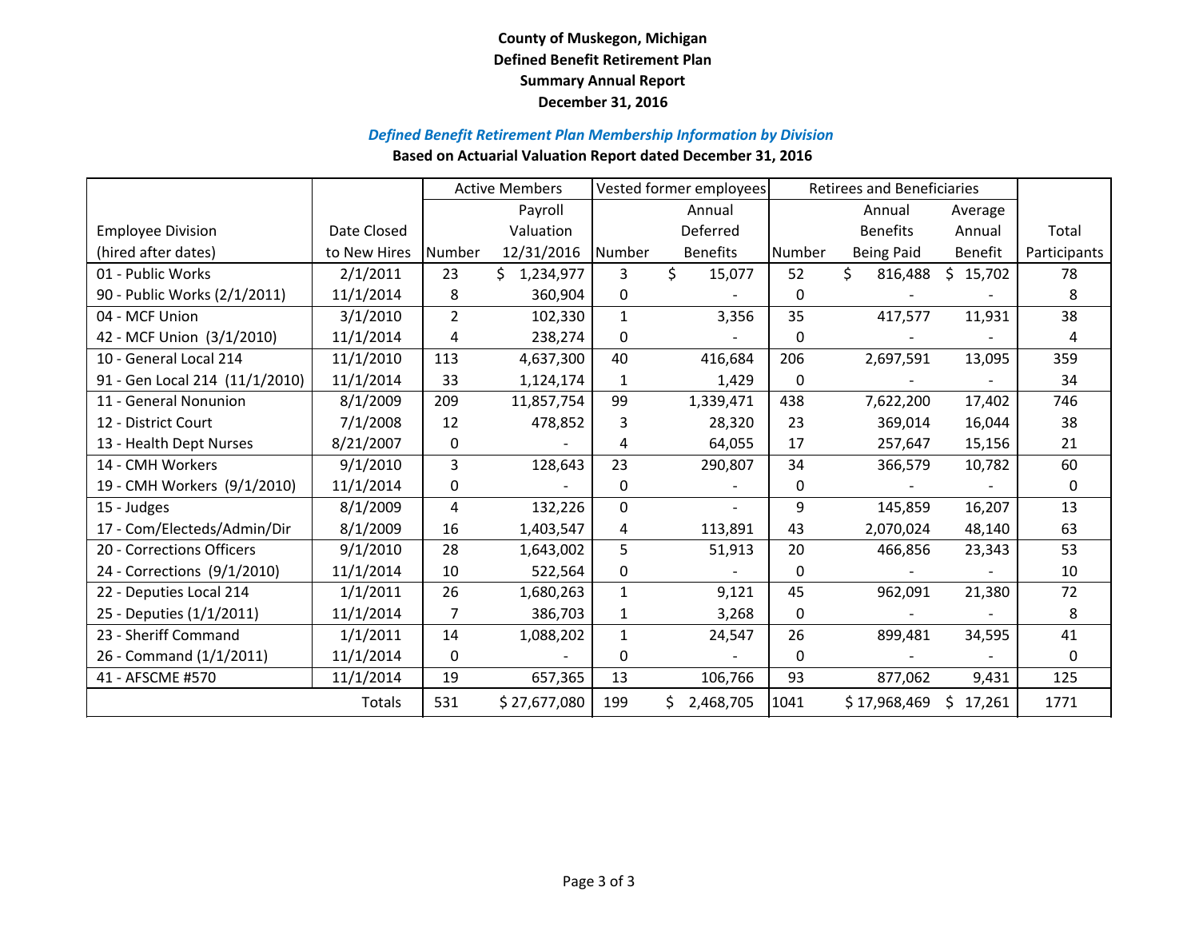**County of Muskegon, Michigan**
**Defined Benefit Retirement Plan**
**Summary Annual Report**
**December 31, 2016**

***Defined Benefit Retirement Plan Membership Information by Division***

**Based on Actuarial Valuation Report dated December 31, 2016**

| | | Active Members | | Vested former employees | | Retirees and Beneficiaries | | | |
|---|---|---|---|---|---|---|---|---|---|
| Employee Division (hired after dates) | Date Closed to New Hires | Number | Payroll Valuation 12/31/2016 | Number | Annual Deferred Benefits | Number | Annual Benefits Being Paid | Average Annual Benefit | Total Participants |
| 01 - Public Works | 2/1/2011 | 23 | $ 1,234,977 | 3 | $ 15,077 | 52 | $ 816,488 | $ 15,702 | 78 |
| 90 - Public Works (2/1/2011) | 11/1/2014 | 8 | 360,904 | 0 | - | 0 | - | - | 8 |
| 04 - MCF Union | 3/1/2010 | 2 | 102,330 | 1 | 3,356 | 35 | 417,577 | 11,931 | 38 |
| 42 - MCF Union (3/1/2010) | 11/1/2014 | 4 | 238,274 | 0 | - | 0 | - | - | 4 |
| 10 - General Local 214 | 11/1/2010 | 113 | 4,637,300 | 40 | 416,684 | 206 | 2,697,591 | 13,095 | 359 |
| 91 - Gen Local 214 (11/1/2010) | 11/1/2014 | 33 | 1,124,174 | 1 | 1,429 | 0 | - | - | 34 |
| 11 - General Nonunion | 8/1/2009 | 209 | 11,857,754 | 99 | 1,339,471 | 438 | 7,622,200 | 17,402 | 746 |
| 12 - District Court | 7/1/2008 | 12 | 478,852 | 3 | 28,320 | 23 | 369,014 | 16,044 | 38 |
| 13 - Health Dept Nurses | 8/21/2007 | 0 | - | 4 | 64,055 | 17 | 257,647 | 15,156 | 21 |
| 14 - CMH Workers | 9/1/2010 | 3 | 128,643 | 23 | 290,807 | 34 | 366,579 | 10,782 | 60 |
| 19 - CMH Workers (9/1/2010) | 11/1/2014 | 0 | - | 0 | - | 0 | - | - | 0 |
| 15 - Judges | 8/1/2009 | 4 | 132,226 | 0 | - | 9 | 145,859 | 16,207 | 13 |
| 17 - Com/Electeds/Admin/Dir | 8/1/2009 | 16 | 1,403,547 | 4 | 113,891 | 43 | 2,070,024 | 48,140 | 63 |
| 20 - Corrections Officers | 9/1/2010 | 28 | 1,643,002 | 5 | 51,913 | 20 | 466,856 | 23,343 | 53 |
| 24 - Corrections (9/1/2010) | 11/1/2014 | 10 | 522,564 | 0 | - | 0 | - | - | 10 |
| 22 - Deputies Local 214 | 1/1/2011 | 26 | 1,680,263 | 1 | 9,121 | 45 | 962,091 | 21,380 | 72 |
| 25 - Deputies (1/1/2011) | 11/1/2014 | 7 | 386,703 | 1 | 3,268 | 0 | - | - | 8 |
| 23 - Sheriff Command | 1/1/2011 | 14 | 1,088,202 | 1 | 24,547 | 26 | 899,481 | 34,595 | 41 |
| 26 - Command (1/1/2011) | 11/1/2014 | 0 | - | 0 | - | 0 | - | - | 0 |
| 41 - AFSCME #570 | 11/1/2014 | 19 | 657,365 | 13 | 106,766 | 93 | 877,062 | 9,431 | 125 |
| | Totals | 531 | $ 27,677,080 | 199 | $ 2,468,705 | 1041 | $ 17,968,469 | $ 17,261 | 1771 |